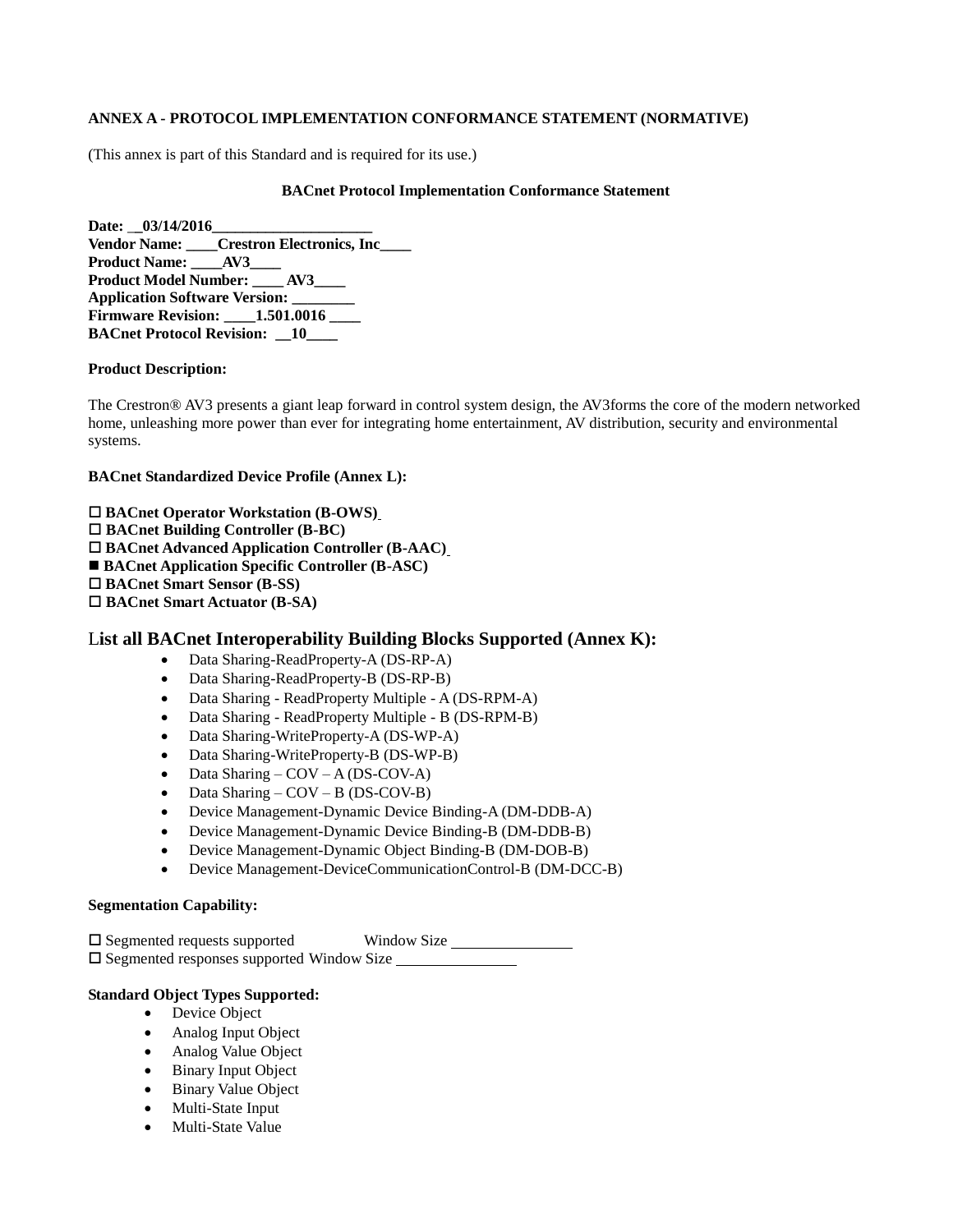**ANNEX A - PROTOCOL IMPLEMENTATION CONFORMANCE STATEMENT (NORMATIVE)**

(This annex is part of this Standard and is required for its use.)

**BACnet Protocol Implementation Conformance Statement**

**Date: __03/14/2016_____________________**
**Vendor Name: ____Crestron Electronics, Inc____**
**Product Name: ____AV3____**
**Product Model Number: ____ AV3____**
**Application Software Version: ________**
**Firmware Revision: ____1.501.0016 ____**
**BACnet Protocol Revision: __10____**

**Product Description:**

The Crestron® AV3 presents a giant leap forward in control system design, the AV3forms the core of the modern networked home, unleashing more power than ever for integrating home entertainment, AV distribution, security and environmental systems.

**BACnet Standardized Device Profile (Annex L):**

☐ **BACnet Operator Workstation (B-OWS)**
☐ **BACnet Building Controller (B-BC)**
☐ **BACnet Advanced Application Controller (B-AAC)**
■ **BACnet Application Specific Controller (B-ASC)**
☐ **BACnet Smart Sensor (B-SS)**
☐ **BACnet Smart Actuator (B-SA)**

## List all BACnet Interoperability Building Blocks Supported (Annex K):

- Data Sharing-ReadProperty-A (DS-RP-A)
- Data Sharing-ReadProperty-B (DS-RP-B)
- Data Sharing - ReadProperty Multiple - A (DS-RPM-A)
- Data Sharing - ReadProperty Multiple - B (DS-RPM-B)
- Data Sharing-WriteProperty-A (DS-WP-A)
- Data Sharing-WriteProperty-B (DS-WP-B)
- Data Sharing – COV – A (DS-COV-A)
- Data Sharing – COV – B (DS-COV-B)
- Device Management-Dynamic Device Binding-A (DM-DDB-A)
- Device Management-Dynamic Device Binding-B (DM-DDB-B)
- Device Management-Dynamic Object Binding-B (DM-DOB-B)
- Device Management-DeviceCommunicationControl-B (DM-DCC-B)

**Segmentation Capability:**

☐ Segmented requests supported Window Size ______________
☐ Segmented responses supported Window Size ______________

**Standard Object Types Supported:**

- Device Object
- Analog Input Object
- Analog Value Object
- Binary Input Object
- Binary Value Object
- Multi-State Input
- Multi-State Value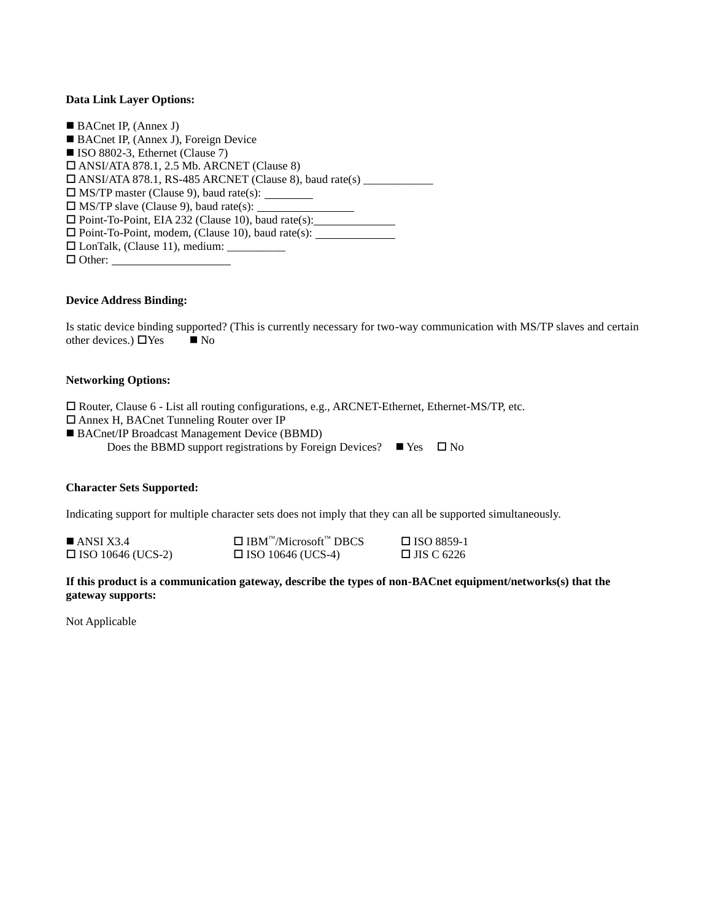**Data Link Layer Options:**

■ BACnet IP, (Annex J)
■ BACnet IP, (Annex J), Foreign Device
■ ISO 8802-3, Ethernet (Clause 7)
☐ ANSI/ATA 878.1, 2.5 Mb. ARCNET (Clause 8)
☐ ANSI/ATA 878.1, RS-485 ARCNET (Clause 8), baud rate(s) ____________
☐ MS/TP master (Clause 9), baud rate(s): ________
☐ MS/TP slave (Clause 9), baud rate(s): ________________
☐ Point-To-Point, EIA 232 (Clause 10), baud rate(s): _____________
☐ Point-To-Point, modem, (Clause 10), baud rate(s): _____________
☐ LonTalk, (Clause 11), medium: __________
☐ Other: ____________________

**Device Address Binding:**

Is static device binding supported? (This is currently necessary for two-way communication with MS/TP slaves and certain other devices.) ☐Yes ■ No

**Networking Options:**

☐ Router, Clause 6 - List all routing configurations, e.g., ARCNET-Ethernet, Ethernet-MS/TP, etc.
☐ Annex H, BACnet Tunneling Router over IP
■ BACnet/IP Broadcast Management Device (BBMD)
Does the BBMD support registrations by Foreign Devices? ■ Yes ☐ No

**Character Sets Supported:**

Indicating support for multiple character sets does not imply that they can all be supported simultaneously.

| | | |
|---|---|---|
| ■ ANSI X3.4 | ☐ IBM™/Microsoft™ DBCS | ☐ ISO 8859-1 |
| ☐ ISO 10646 (UCS-2) | ☐ ISO 10646 (UCS-4) | ☐ JIS C 6226 |

**If this product is a communication gateway, describe the types of non-BACnet equipment/networks(s) that the gateway supports:**

Not Applicable